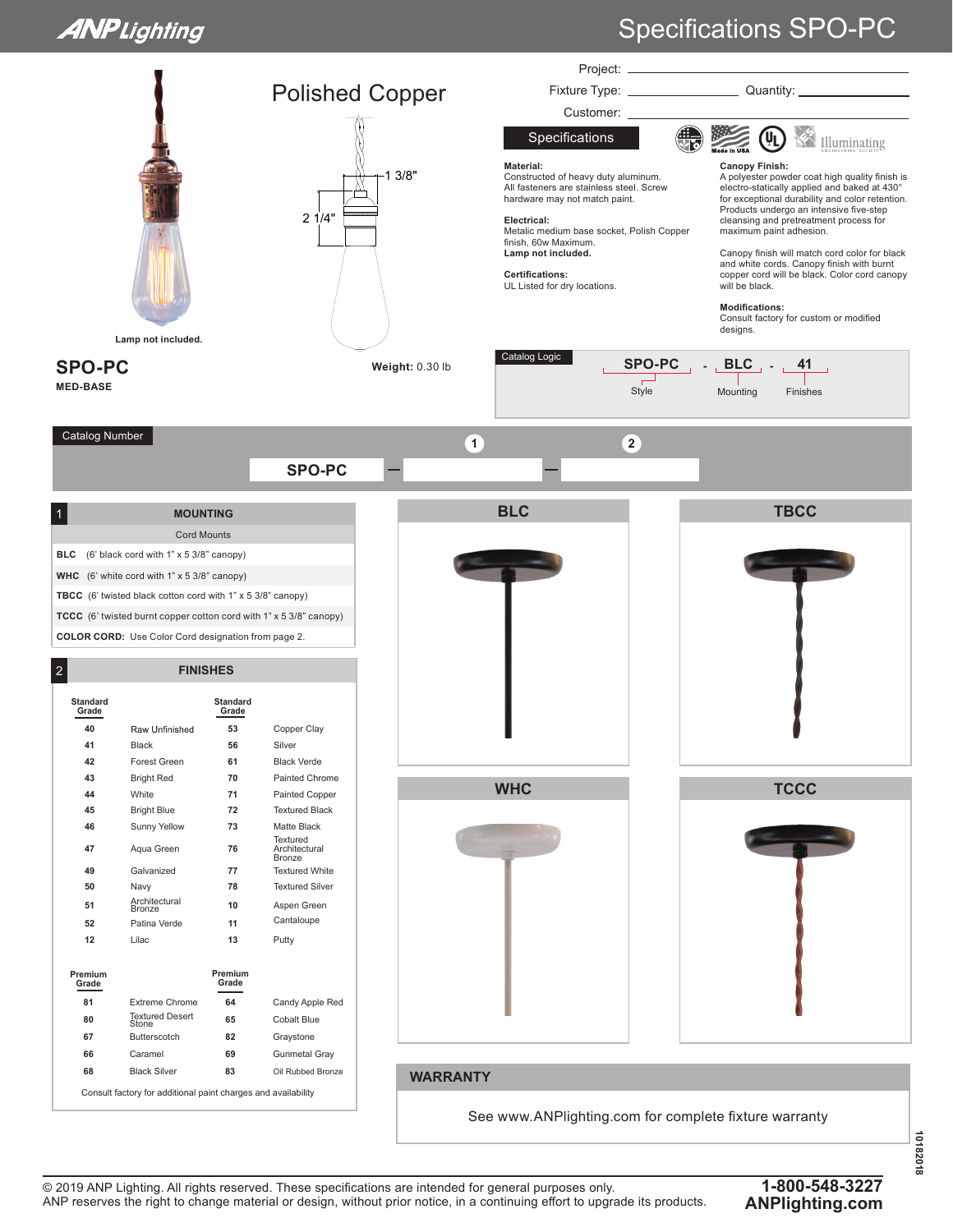# Specifications SPO-PC

## Polished Copper

Project: \_\_\_\_\_\_\_\_\_\_

Fixture Type: \_\_\_\_\_\_\_\_\_\_ Quantity: \_\_\_\_\_\_\_\_\_\_

Customer: \_\_\_\_\_\_\_\_\_\_

Lamp not included.

1 3/8"

2 1/4"

**SPO-PC**

**MED-BASE**

**Weight:** 0.30 lb

## Specifications

Made in USA

**Material:**
Constructed of heavy duty aluminum.
All fasteners are stainless steel. Screw hardware may not match paint.

**Electrical:**
Metalic medium base socket, Polish Copper finish, 60w Maximum.
**Lamp not included.**

**Certifications:**
UL Listed for dry locations.

**Canopy Finish:**
A polyester powder coat high quality finish is electro-statically applied and baked at 430° for exceptional durability and color retention. Products undergo an intensive five-step cleansing and pretreatment process for maximum paint adhesion.

Canopy finish will match cord color for black and white cords. Canopy finish with burnt copper cord will be black. Color cord canopy will be black.

**Modifications:**
Consult factory for custom or modified designs.

### Catalog Logic

SPO-PC - BLC - 41

Style — Mounting — Finishes

### Catalog Number

SPO-PC — (1) — (2)

### 1 MOUNTING

| Cord Mounts |
|---|
| **BLC** (6' black cord with 1" x 5 3/8" canopy) |
| **WHC** (6' white cord with 1" x 5 3/8" canopy) |
| **TBCC** (6' twisted black cotton cord with 1" x 5 3/8" canopy) |
| **TCCC** (6' twisted burnt copper cotton cord with 1" x 5 3/8" canopy) |
| **COLOR CORD:** Use Color Cord designation from page 2. |

### 2 FINISHES

| Standard Grade | | Standard Grade | |
|---|---|---|---|
| 40 | Raw Unfinished | 53 | Copper Clay |
| 41 | Black | 56 | Silver |
| 42 | Forest Green | 61 | Black Verde |
| 43 | Bright Red | 70 | Painted Chrome |
| 44 | White | 71 | Painted Copper |
| 45 | Bright Blue | 72 | Textured Black |
| 46 | Sunny Yellow | 73 | Matte Black |
| 47 | Aqua Green | 76 | Textured Architectural Bronze |
| 49 | Galvanized | 77 | Textured White |
| 50 | Navy | 78 | Textured Silver |
| 51 | Architectural Bronze | 10 | Aspen Green |
| 52 | Patina Verde | 11 | Cantaloupe |
| 12 | Lilac | 13 | Putty |

| Premium Grade | | Premium Grade | |
|---|---|---|---|
| 81 | Extreme Chrome | 64 | Candy Apple Red |
| 80 | Textured Desert Stone | 65 | Cobalt Blue |
| 67 | Butterscotch | 82 | Graystone |
| 66 | Caramel | 69 | Gunmetal Gray |
| 68 | Black Silver | 83 | Oil Rubbed Bronze |

Consult factory for additional paint charges and availability

BLC

TBCC

WHC

TCCC

### WARRANTY

See www.ANPlighting.com for complete fixture warranty

10182018

© 2019 ANP Lighting. All rights reserved. These specifications are intended for general purposes only.
ANP reserves the right to change material or design, without prior notice, in a continuing effort to upgrade its products.

**1-800-548-3227**
**ANPlighting.com**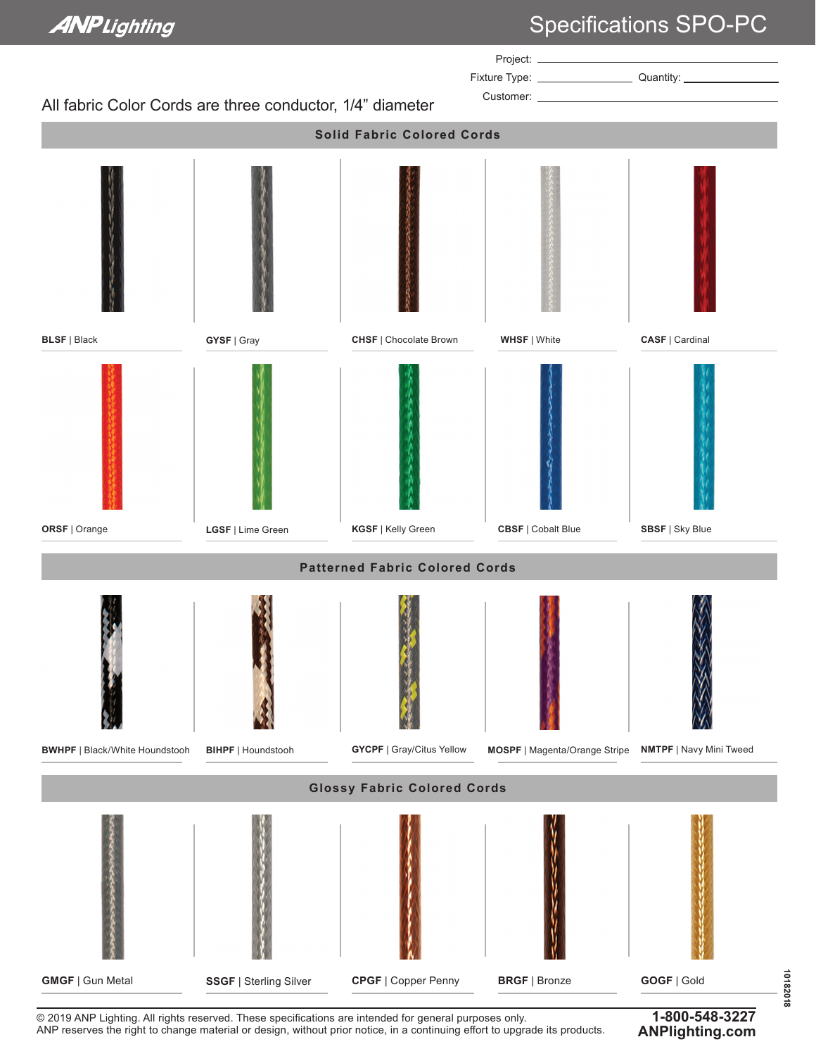# Specifications SPO-PC

Project: ____________________

Fixture Type: ____________ Quantity: ____________

Customer: ____________________

All fabric Color Cords are three conductor, 1/4" diameter

## Solid Fabric Colored Cords

**BLSF** | Black

**GYSF** | Gray

**CHSF** | Chocolate Brown

**WHSF** | White

**CASF** | Cardinal

**ORSF** | Orange

**LGSF** | Lime Green

**KGSF** | Kelly Green

**CBSF** | Cobalt Blue

**SBSF** | Sky Blue

## Patterned Fabric Colored Cords

**BWHPF** | Black/White Houndstooh

**BIHPF** | Houndstooh

**GYCPF** | Gray/Citus Yellow

**MOSPF** | Magenta/Orange Stripe

**NMTPF** | Navy Mini Tweed

## Glossy Fabric Colored Cords

**GMGF** | Gun Metal

**SSGF** | Sterling Silver

**CPGF** | Copper Penny

**BRGF** | Bronze

**GOGF** | Gold

10182018

© 2019 ANP Lighting. All rights reserved. These specifications are intended for general purposes only.
ANP reserves the right to change material or design, without prior notice, in a continuing effort to upgrade its products.

**1-800-548-3227**
**ANPlighting.com**